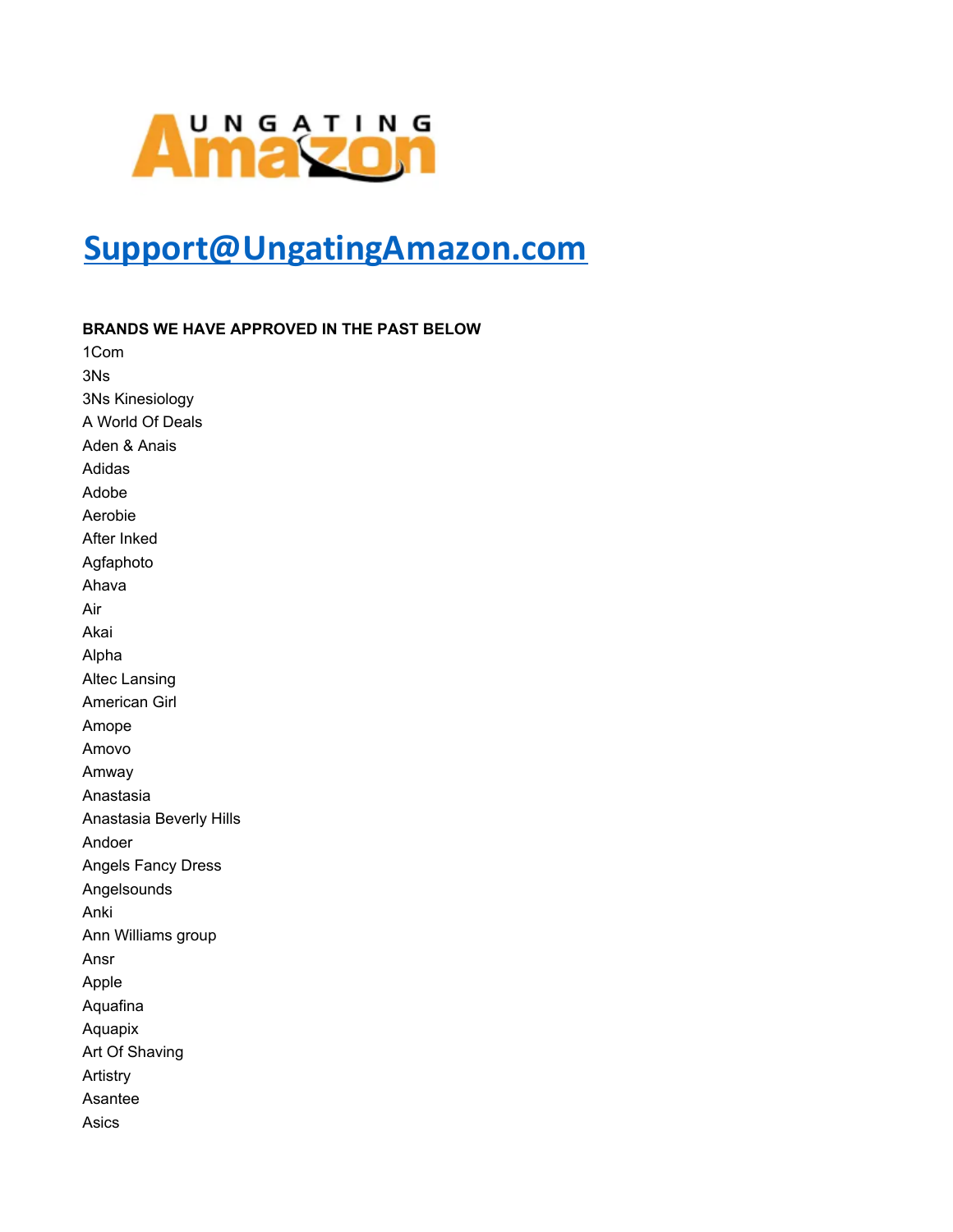UNGATING Amazon

# [Support@UngatingAmazon.com](mailto:Support@UngatingAmazon.com)

**BRANDS WE HAVE APPROVED IN THE PAST BELOW**

1Com
3Ns
3Ns Kinesiology
A World Of Deals
Aden & Anais
Adidas
Adobe
Aerobie
After Inked
Agfaphoto
Ahava
Air
Akai
Alpha
Altec Lansing
American Girl
Amope
Amovo
Amway
Anastasia
Anastasia Beverly Hills
Andoer
Angels Fancy Dress
Angelsounds
Anki
Ann Williams group
Ansr
Apple
Aquafina
Aquapix
Art Of Shaving
Artistry
Asantee
Asics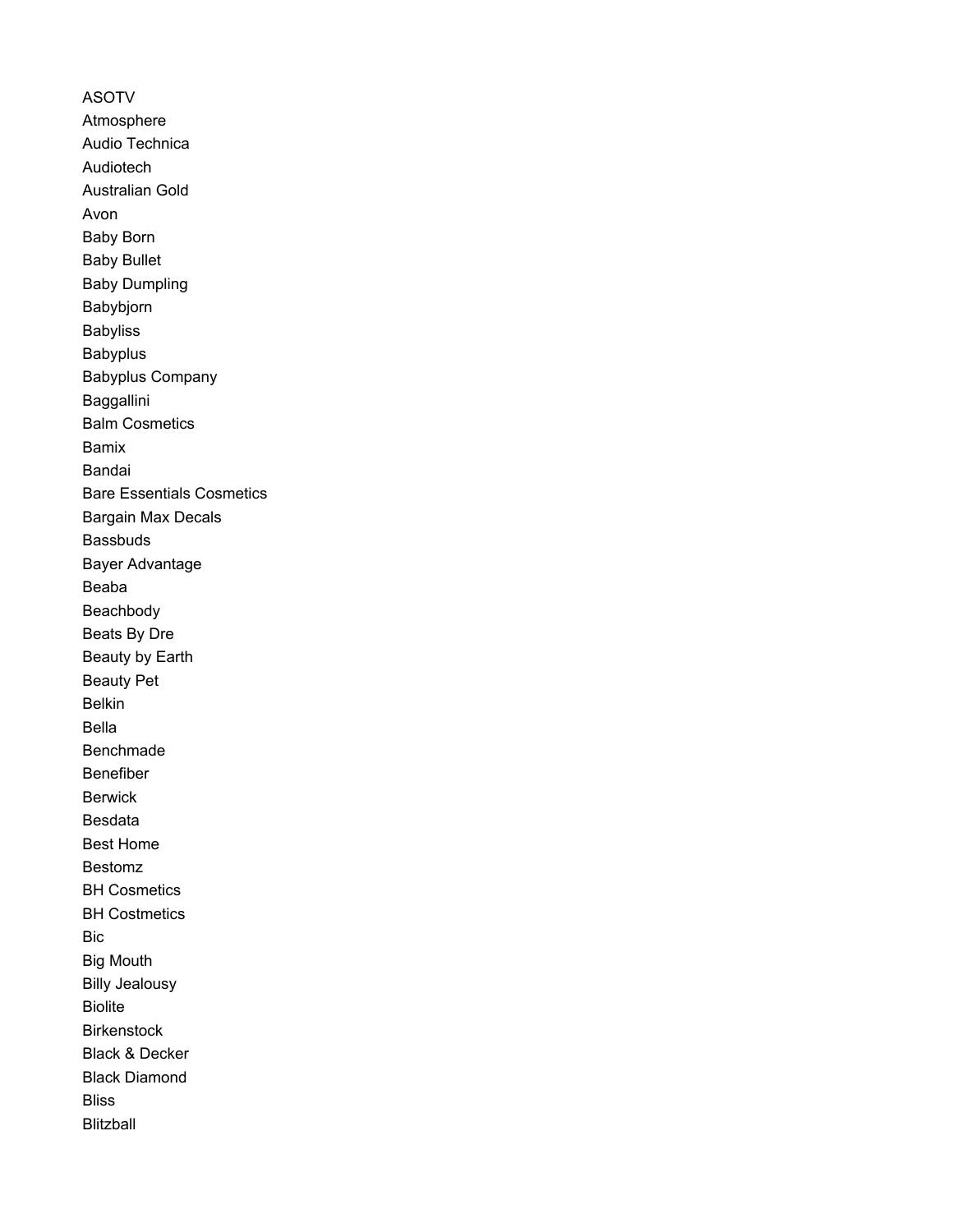ASOTV
Atmosphere
Audio Technica
Audiotech
Australian Gold
Avon
Baby Born
Baby Bullet
Baby Dumpling
Babybjorn
Babyliss
Babyplus
Babyplus Company
Baggallini
Balm Cosmetics
Bamix
Bandai
Bare Essentials Cosmetics
Bargain Max Decals
Bassbuds
Bayer Advantage
Beaba
Beachbody
Beats By Dre
Beauty by Earth
Beauty Pet
Belkin
Bella
Benchmade
Benefiber
Berwick
Besdata
Best Home
Bestomz
BH Cosmetics
BH Costmetics
Bic
Big Mouth
Billy Jealousy
Biolite
Birkenstock
Black & Decker
Black Diamond
Bliss
Blitzball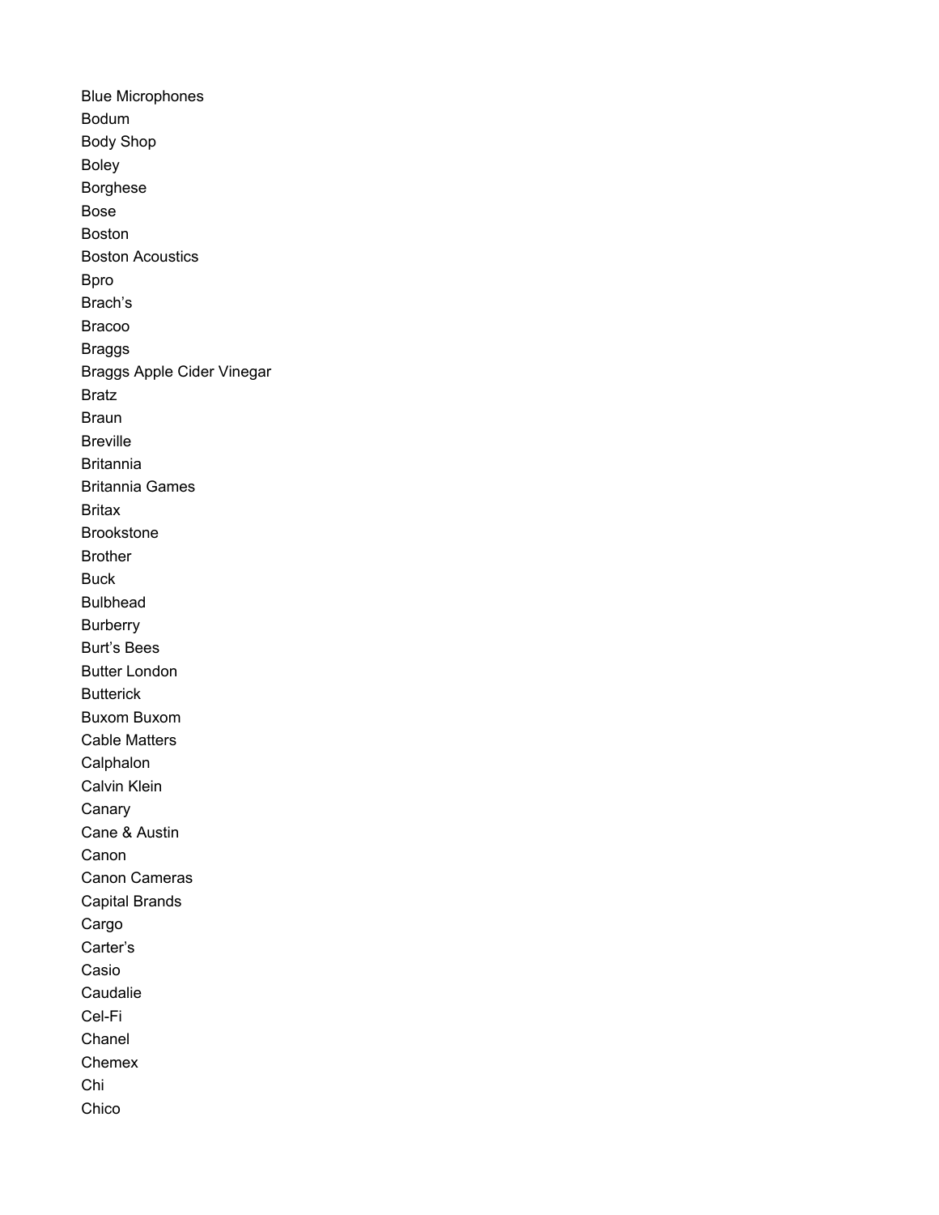Blue Microphones
Bodum
Body Shop
Boley
Borghese
Bose
Boston
Boston Acoustics
Bpro
Brach’s
Bracoo
Braggs
Braggs Apple Cider Vinegar
Bratz
Braun
Breville
Britannia
Britannia Games
Britax
Brookstone
Brother
Buck
Bulbhead
Burberry
Burt’s Bees
Butter London
Butterick
Buxom Buxom
Cable Matters
Calphalon
Calvin Klein
Canary
Cane & Austin
Canon
Canon Cameras
Capital Brands
Cargo
Carter’s
Casio
Caudalie
Cel-Fi
Chanel
Chemex
Chi
Chico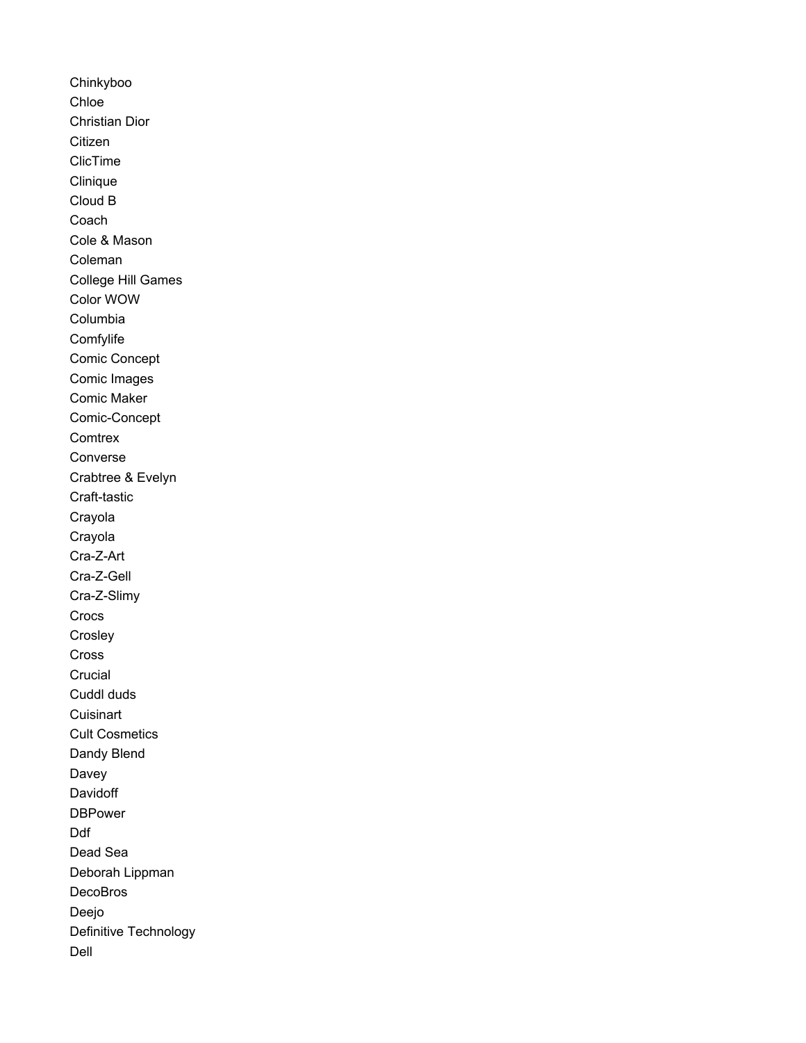Chinkyboo
Chloe
Christian Dior
Citizen
ClicTime
Clinique
Cloud B
Coach
Cole & Mason
Coleman
College Hill Games
Color WOW
Columbia
Comfylife
Comic Concept
Comic Images
Comic Maker
Comic-Concept
Comtrex
Converse
Crabtree & Evelyn
Craft-tastic
Crayola
Crayola
Cra-Z-Art
Cra-Z-Gell
Cra-Z-Slimy
Crocs
Crosley
Cross
Crucial
Cuddl duds
Cuisinart
Cult Cosmetics
Dandy Blend
Davey
Davidoff
DBPower
Ddf
Dead Sea
Deborah Lippman
DecoBros
Deejo
Definitive Technology
Dell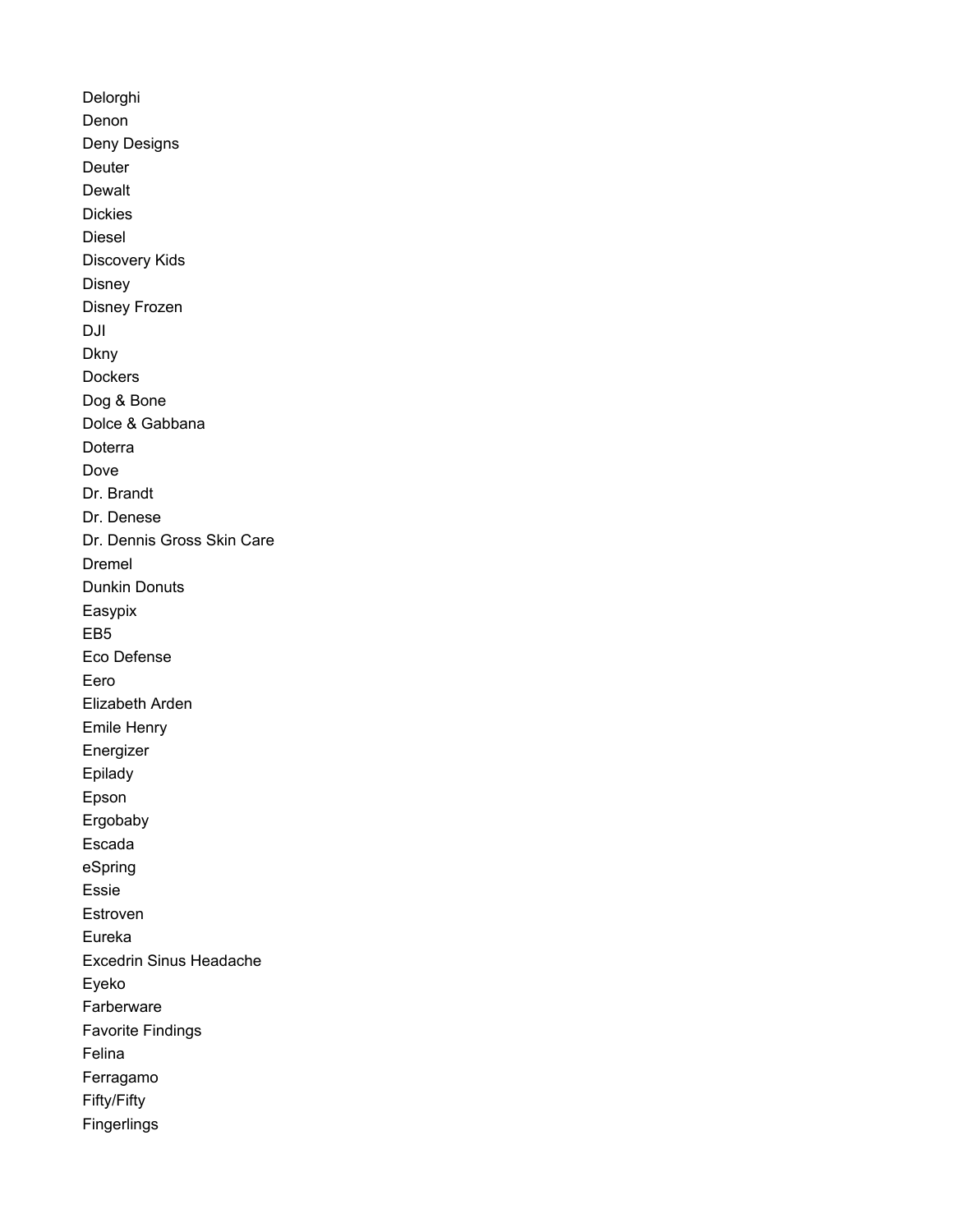Delorghi
Denon
Deny Designs
Deuter
Dewalt
Dickies
Diesel
Discovery Kids
Disney
Disney Frozen
DJI
Dkny
Dockers
Dog & Bone
Dolce & Gabbana
Doterra
Dove
Dr. Brandt
Dr. Denese
Dr. Dennis Gross Skin Care
Dremel
Dunkin Donuts
Easypix
EB5
Eco Defense
Eero
Elizabeth Arden
Emile Henry
Energizer
Epilady
Epson
Ergobaby
Escada
eSpring
Essie
Estroven
Eureka
Excedrin Sinus Headache
Eyeko
Farberware
Favorite Findings
Felina
Ferragamo
Fifty/Fifty
Fingerlings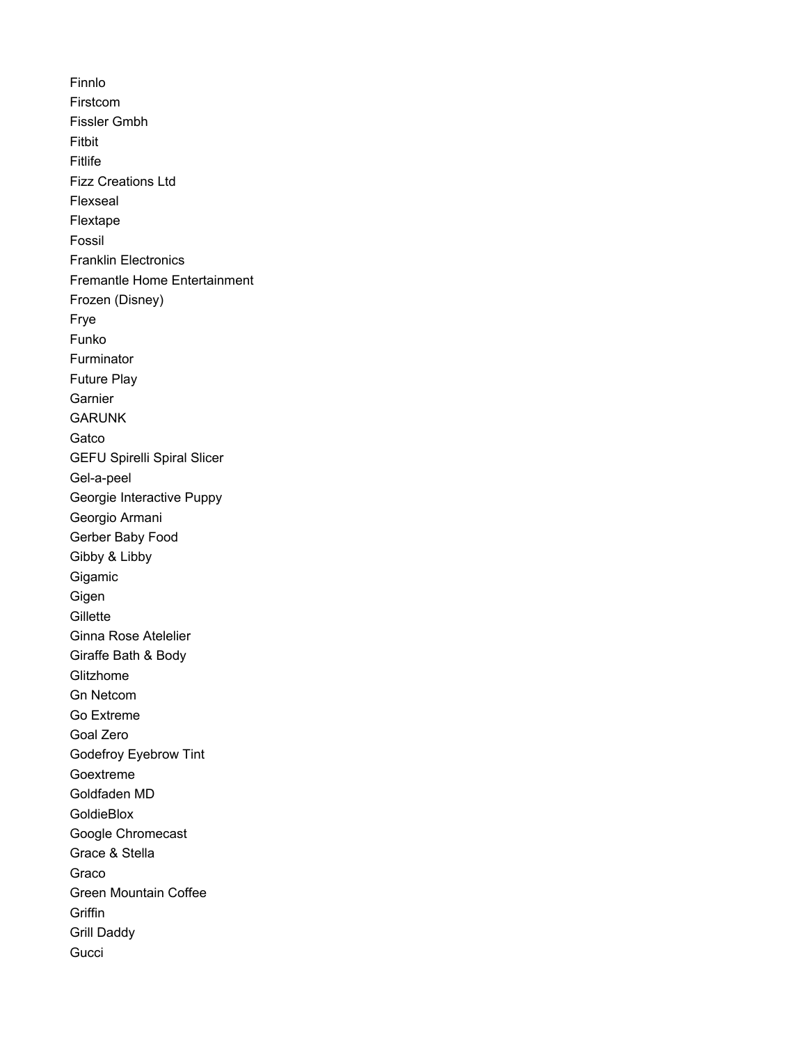Finnlo
Firstcom
Fissler Gmbh
Fitbit
Fitlife
Fizz Creations Ltd
Flexseal
Flextape
Fossil
Franklin Electronics
Fremantle Home Entertainment
Frozen (Disney)
Frye
Funko
Furminator
Future Play
Garnier
GARUNK
Gatco
GEFU Spirelli Spiral Slicer
Gel-a-peel
Georgie Interactive Puppy
Georgio Armani
Gerber Baby Food
Gibby & Libby
Gigamic
Gigen
Gillette
Ginna Rose Atelelier
Giraffe Bath & Body
Glitzhome
Gn Netcom
Go Extreme
Goal Zero
Godefroy Eyebrow Tint
Goextreme
Goldfaden MD
GoldieBlox
Google Chromecast
Grace & Stella
Graco
Green Mountain Coffee
Griffin
Grill Daddy
Gucci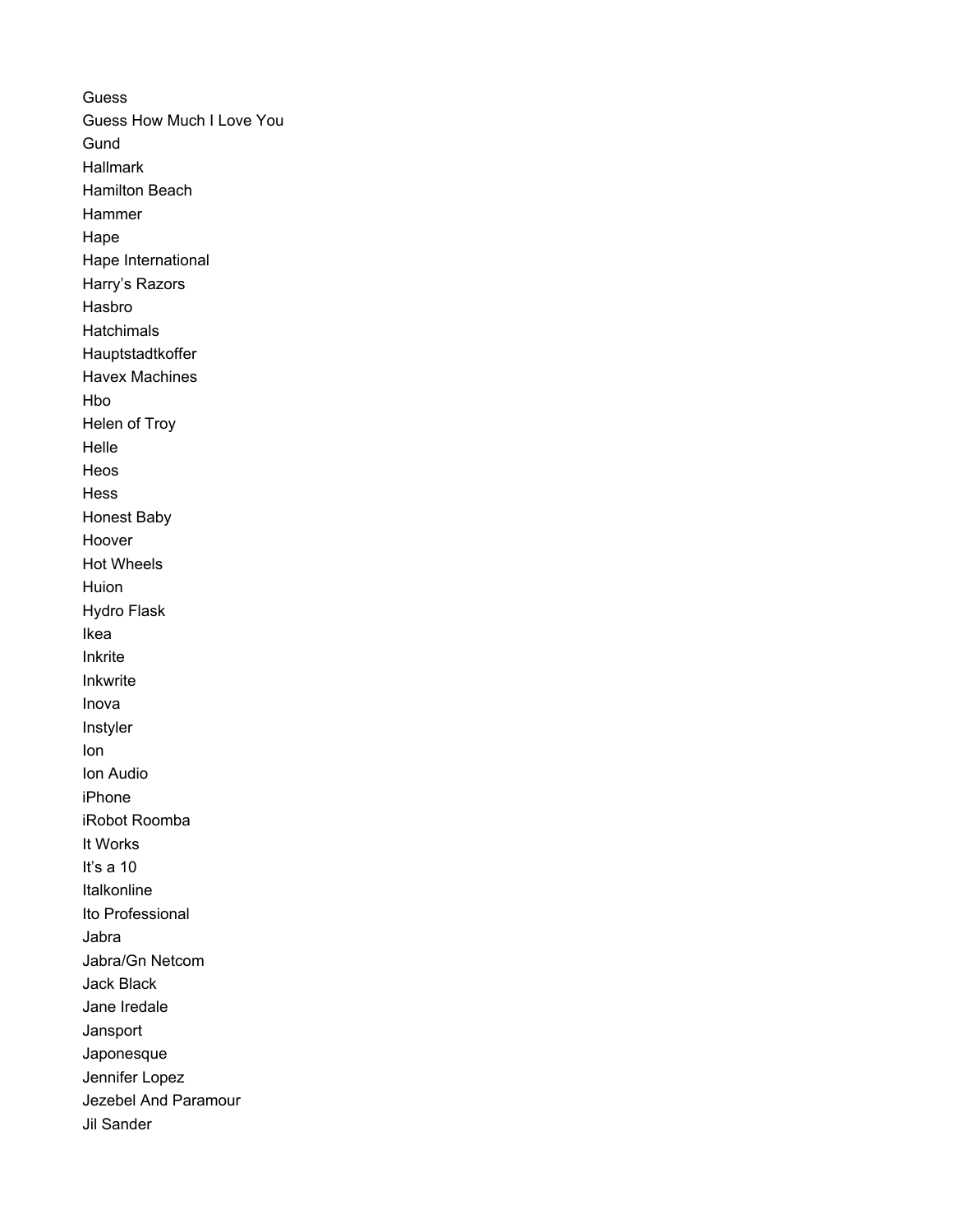Guess
Guess How Much I Love You
Gund
Hallmark
Hamilton Beach
Hammer
Hape
Hape International
Harry’s Razors
Hasbro
Hatchimals
Hauptstadtkoffer
Havex Machines
Hbo
Helen of Troy
Helle
Heos
Hess
Honest Baby
Hoover
Hot Wheels
Huion
Hydro Flask
Ikea
Inkrite
Inkwrite
Inova
Instyler
Ion
Ion Audio
iPhone
iRobot Roomba
It Works
It’s a 10
Italkonline
Ito Professional
Jabra
Jabra/Gn Netcom
Jack Black
Jane Iredale
Jansport
Japonesque
Jennifer Lopez
Jezebel And Paramour
Jil Sander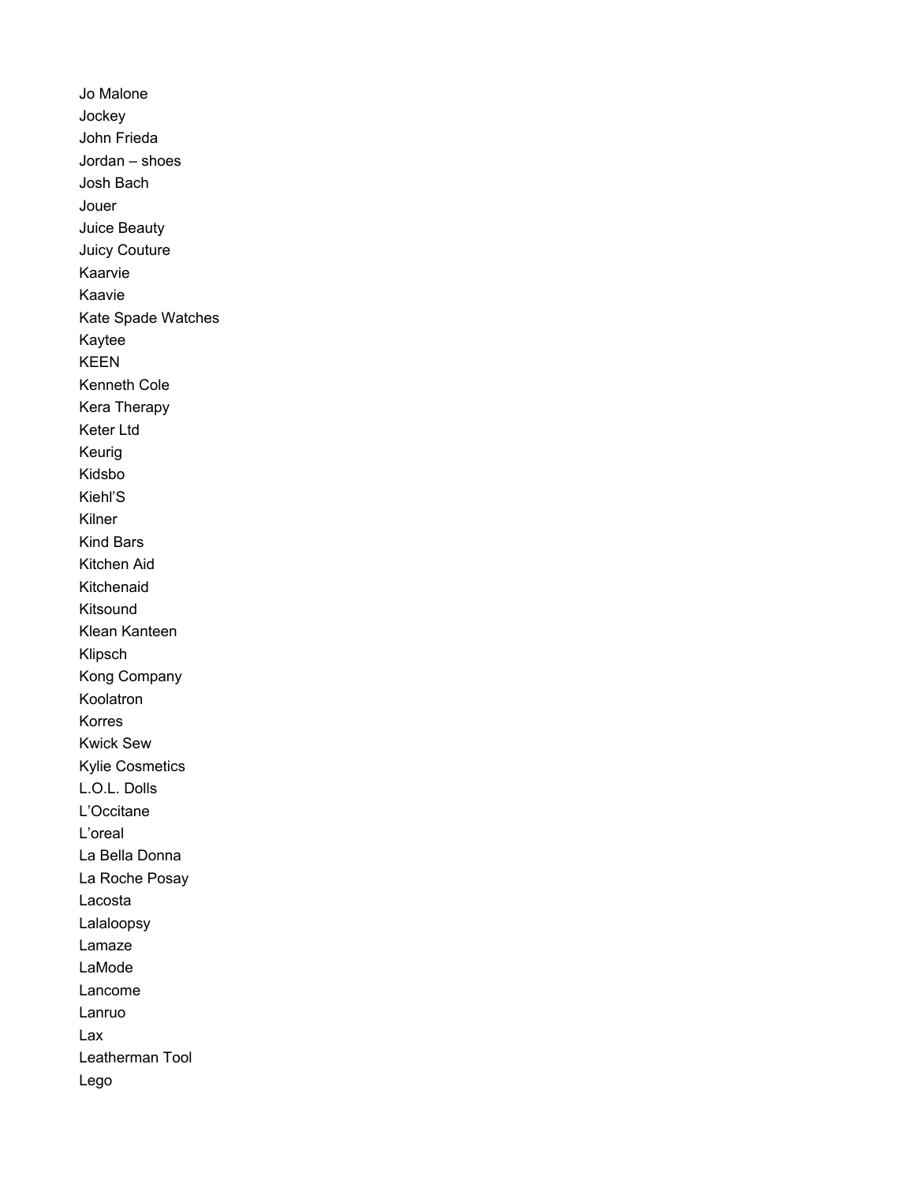Jo Malone
Jockey
John Frieda
Jordan – shoes
Josh Bach
Jouer
Juice Beauty
Juicy Couture
Kaarvie
Kaavie
Kate Spade Watches
Kaytee
KEEN
Kenneth Cole
Kera Therapy
Keter Ltd
Keurig
Kidsbo
Kiehl'S
Kilner
Kind Bars
Kitchen Aid
Kitchenaid
Kitsound
Klean Kanteen
Klipsch
Kong Company
Koolatron
Korres
Kwick Sew
Kylie Cosmetics
L.O.L. Dolls
L'Occitane
L'oreal
La Bella Donna
La Roche Posay
Lacosta
Lalaloopsy
Lamaze
LaMode
Lancome
Lanruo
Lax
Leatherman Tool
Lego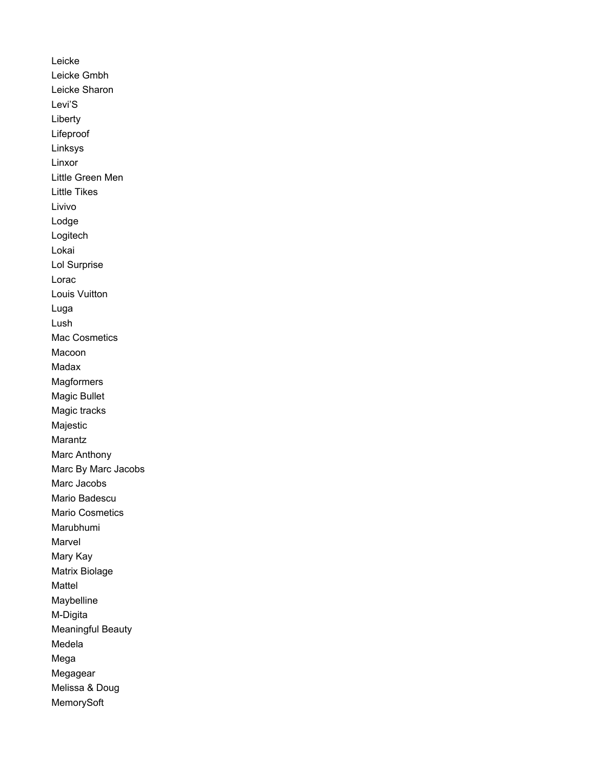Leicke
Leicke Gmbh
Leicke Sharon
Levi'S
Liberty
Lifeproof
Linksys
Linxor
Little Green Men
Little Tikes
Livivo
Lodge
Logitech
Lokai
Lol Surprise
Lorac
Louis Vuitton
Luga
Lush
Mac Cosmetics
Macoon
Madax
Magformers
Magic Bullet
Magic tracks
Majestic
Marantz
Marc Anthony
Marc By Marc Jacobs
Marc Jacobs
Mario Badescu
Mario Cosmetics
Marubhumi
Marvel
Mary Kay
Matrix Biolage
Mattel
Maybelline
M-Digita
Meaningful Beauty
Medela
Mega
Megagear
Melissa & Doug
MemorySoft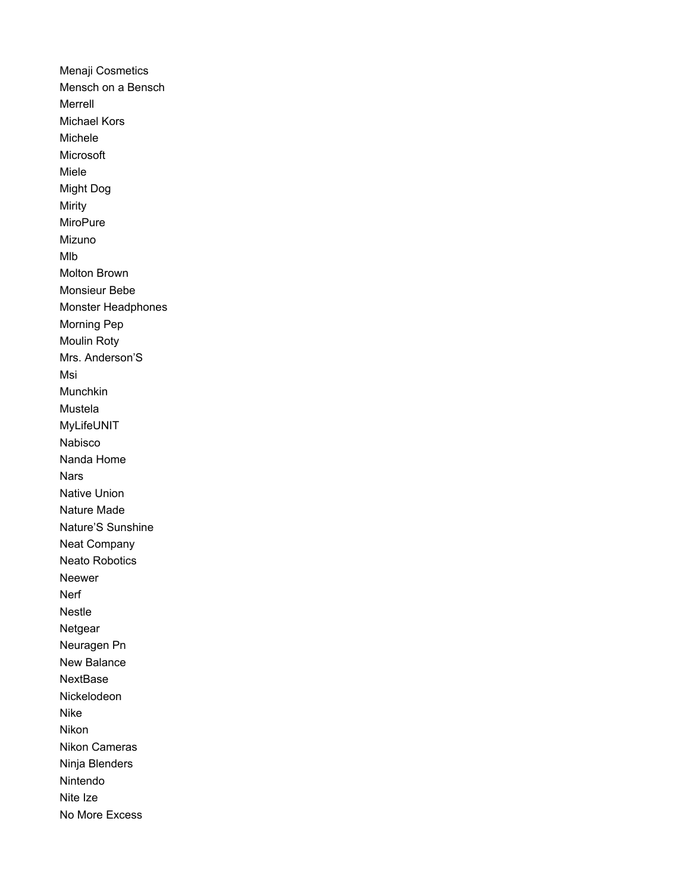Menaji Cosmetics
Mensch on a Bensch
Merrell
Michael Kors
Michele
Microsoft
Miele
Might Dog
Mirity
MiroPure
Mizuno
Mlb
Molton Brown
Monsieur Bebe
Monster Headphones
Morning Pep
Moulin Roty
Mrs. Anderson'S
Msi
Munchkin
Mustela
MyLifeUNIT
Nabisco
Nanda Home
Nars
Native Union
Nature Made
Nature'S Sunshine
Neat Company
Neato Robotics
Neewer
Nerf
Nestle
Netgear
Neuragen Pn
New Balance
NextBase
Nickelodeon
Nike
Nikon
Nikon Cameras
Ninja Blenders
Nintendo
Nite Ize
No More Excess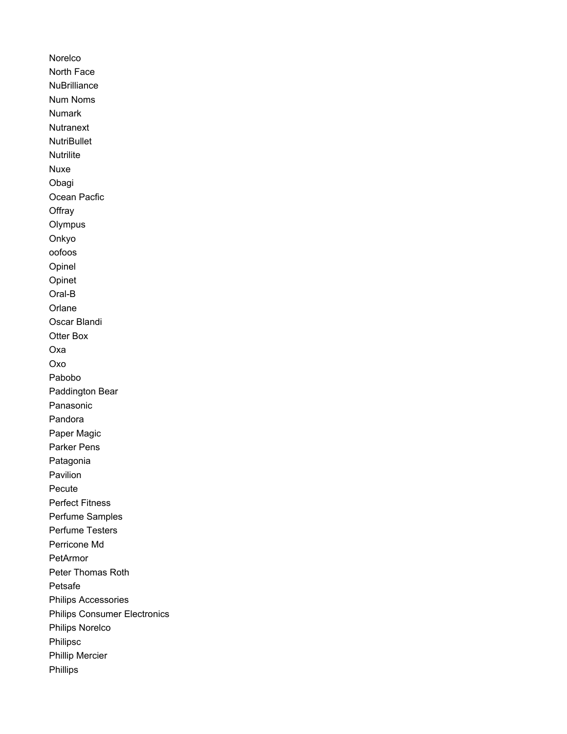Norelco
North Face
NuBrilliance
Num Noms
Numark
Nutranext
NutriBullet
Nutrilite
Nuxe
Obagi
Ocean Pacfic
Offray
Olympus
Onkyo
oofoos
Opinel
Opinet
Oral-B
Orlane
Oscar Blandi
Otter Box
Oxa
Oxo
Pabobo
Paddington Bear
Panasonic
Pandora
Paper Magic
Parker Pens
Patagonia
Pavilion
Pecute
Perfect Fitness
Perfume Samples
Perfume Testers
Perricone Md
PetArmor
Peter Thomas Roth
Petsafe
Philips Accessories
Philips Consumer Electronics
Philips Norelco
Philipsc
Phillip Mercier
Phillips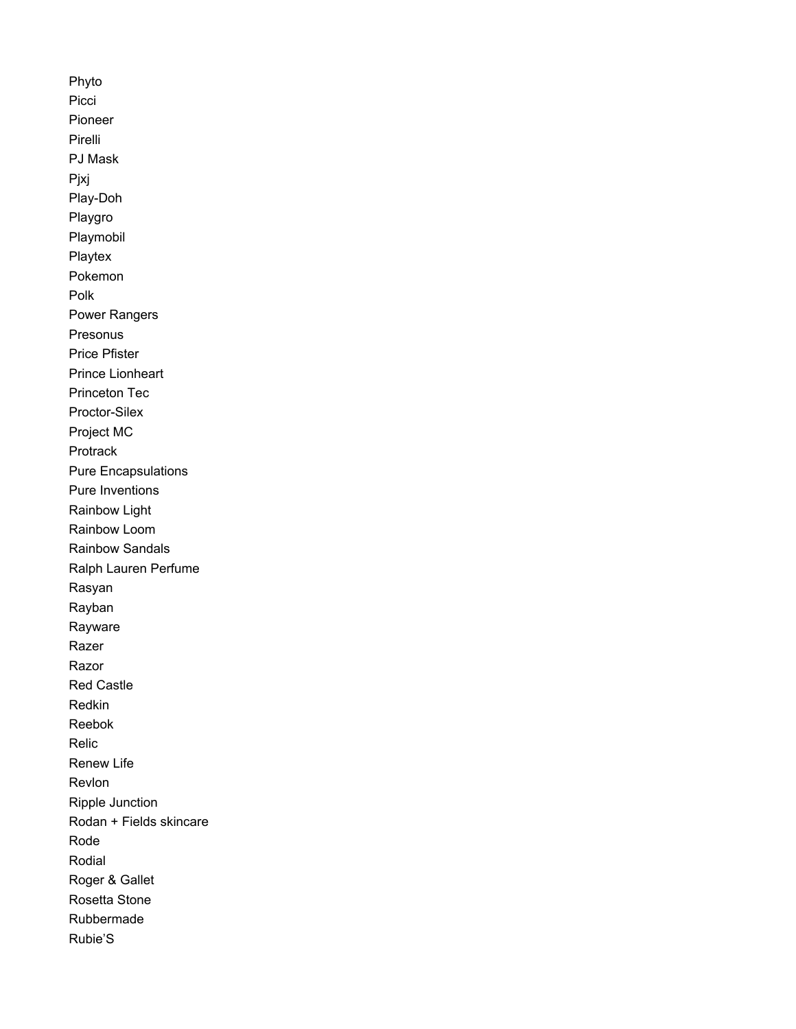Phyto
Picci
Pioneer
Pirelli
PJ Mask
Pjxj
Play-Doh
Playgro
Playmobil
Playtex
Pokemon
Polk
Power Rangers
Presonus
Price Pfister
Prince Lionheart
Princeton Tec
Proctor-Silex
Project MC
Protrack
Pure Encapsulations
Pure Inventions
Rainbow Light
Rainbow Loom
Rainbow Sandals
Ralph Lauren Perfume
Rasyan
Rayban
Rayware
Razer
Razor
Red Castle
Redkin
Reebok
Relic
Renew Life
Revlon
Ripple Junction
Rodan + Fields skincare
Rode
Rodial
Roger & Gallet
Rosetta Stone
Rubbermade
Rubie'S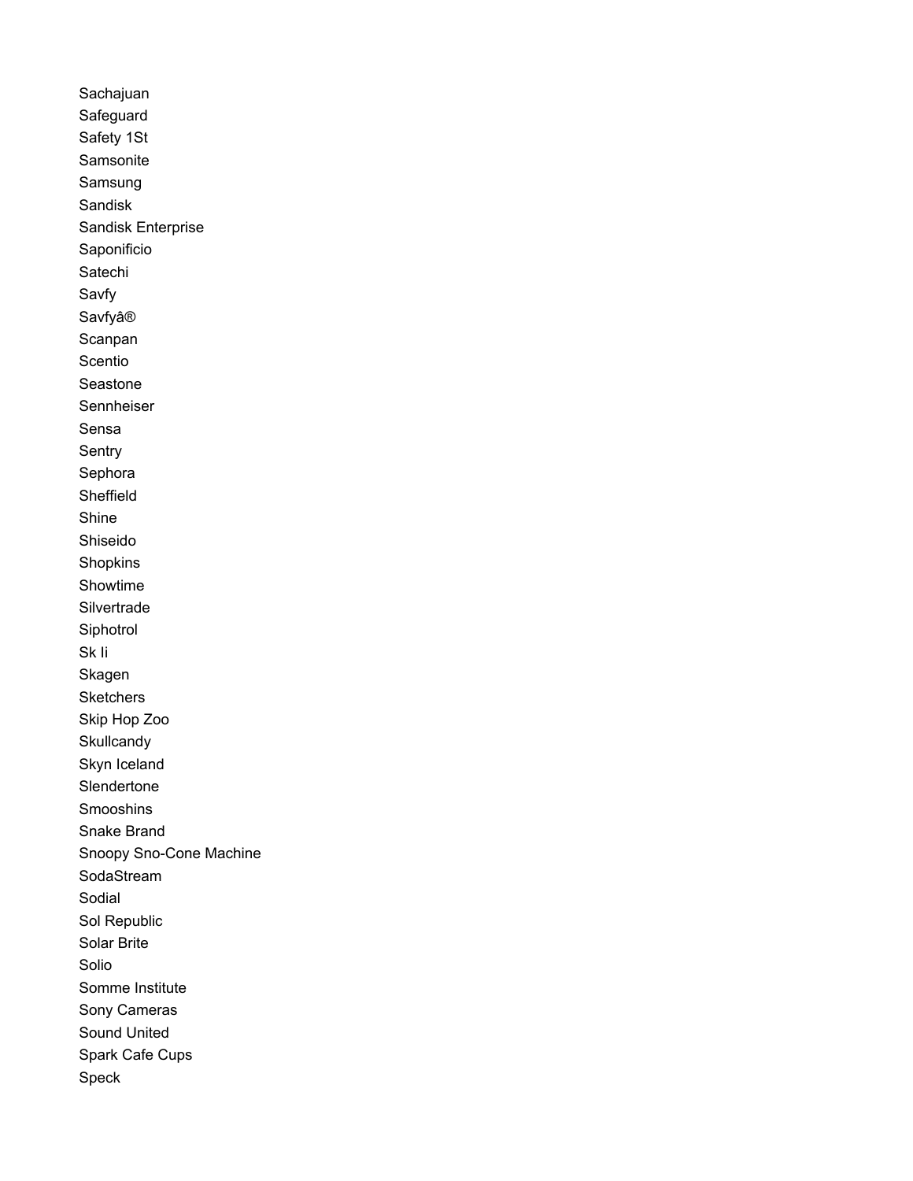Sachajuan
Safeguard
Safety 1St
Samsonite
Samsung
Sandisk
Sandisk Enterprise
Saponificio
Satechi
Savfy
Savfyâ®
Scanpan
Scentio
Seastone
Sennheiser
Sensa
Sentry
Sephora
Sheffield
Shine
Shiseido
Shopkins
Showtime
Silvertrade
Siphotrol
Sk Ii
Skagen
Sketchers
Skip Hop Zoo
Skullcandy
Skyn Iceland
Slendertone
Smooshins
Snake Brand
Snoopy Sno-Cone Machine
SodaStream
Sodial
Sol Republic
Solar Brite
Solio
Somme Institute
Sony Cameras
Sound United
Spark Cafe Cups
Speck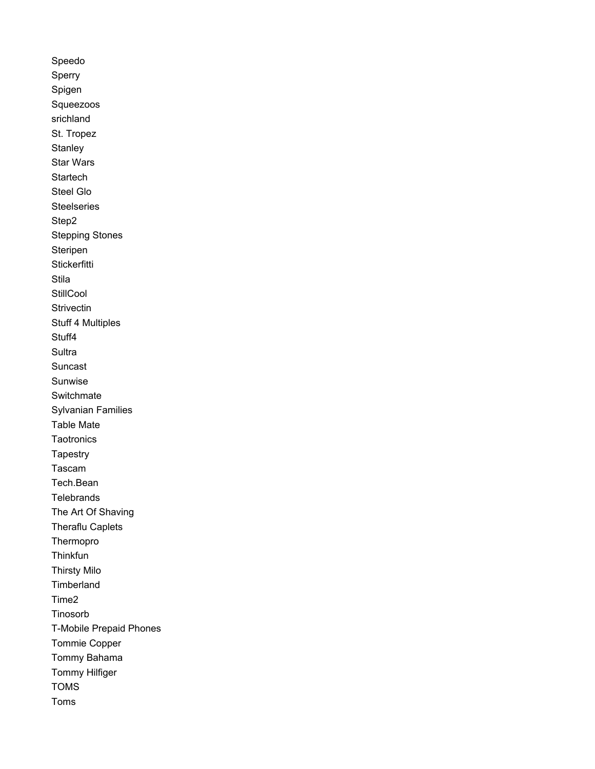Speedo
Sperry
Spigen
Squeezoos
srichland
St. Tropez
Stanley
Star Wars
Startech
Steel Glo
Steelseries
Step2
Stepping Stones
Steripen
Stickerfitti
Stila
StillCool
Strivectin
Stuff 4 Multiples
Stuff4
Sultra
Suncast
Sunwise
Switchmate
Sylvanian Families
Table Mate
Taotronics
Tapestry
Tascam
Tech.Bean
Telebrands
The Art Of Shaving
Theraflu Caplets
Thermopro
Thinkfun
Thirsty Milo
Timberland
Time2
Tinosorb
T-Mobile Prepaid Phones
Tommie Copper
Tommy Bahama
Tommy Hilfiger
TOMS
Toms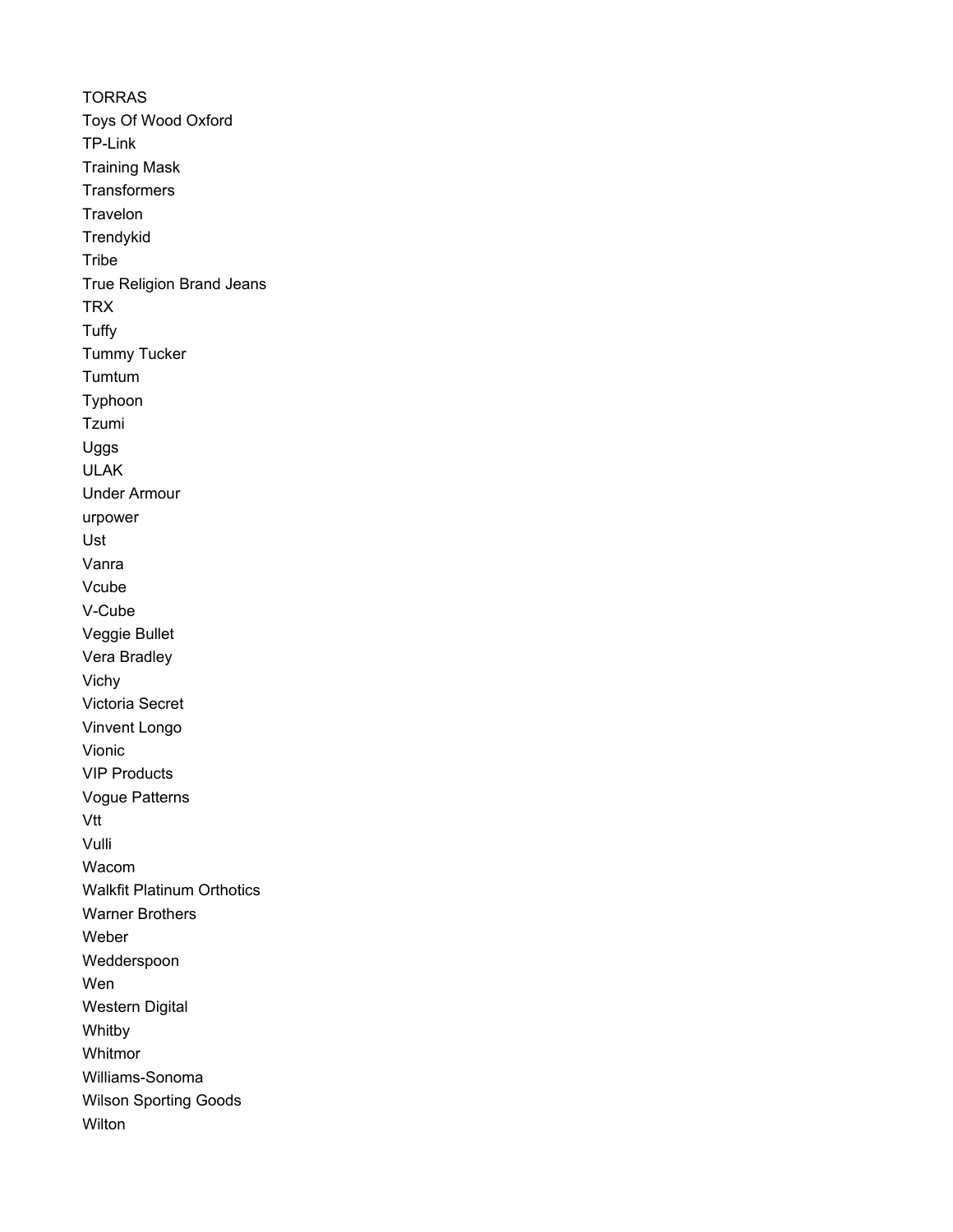TORRAS
Toys Of Wood Oxford
TP-Link
Training Mask
Transformers
Travelon
Trendykid
Tribe
True Religion Brand Jeans
TRX
Tuffy
Tummy Tucker
Tumtum
Typhoon
Tzumi
Uggs
ULAK
Under Armour
urpower
Ust
Vanra
Vcube
V-Cube
Veggie Bullet
Vera Bradley
Vichy
Victoria Secret
Vinvent Longo
Vionic
VIP Products
Vogue Patterns
Vtt
Vulli
Wacom
Walkfit Platinum Orthotics
Warner Brothers
Weber
Wedderspoon
Wen
Western Digital
Whitby
Whitmor
Williams-Sonoma
Wilson Sporting Goods
Wilton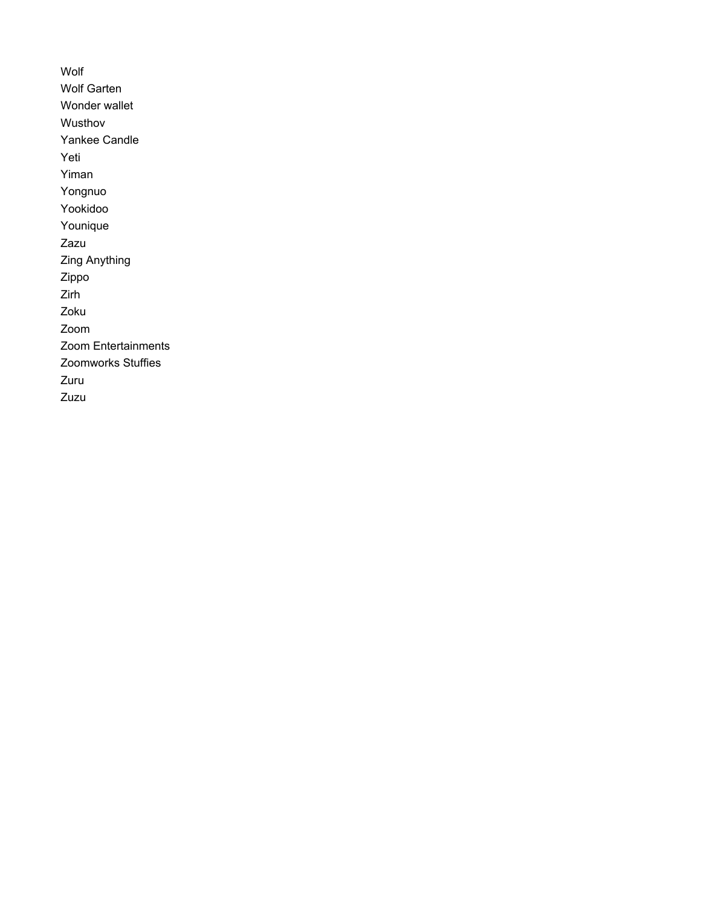Wolf
Wolf Garten
Wonder wallet
Wusthov
Yankee Candle
Yeti
Yiman
Yongnuo
Yookidoo
Younique
Zazu
Zing Anything
Zippo
Zirh
Zoku
Zoom
Zoom Entertainments
Zoomworks Stuffies
Zuru
Zuzu